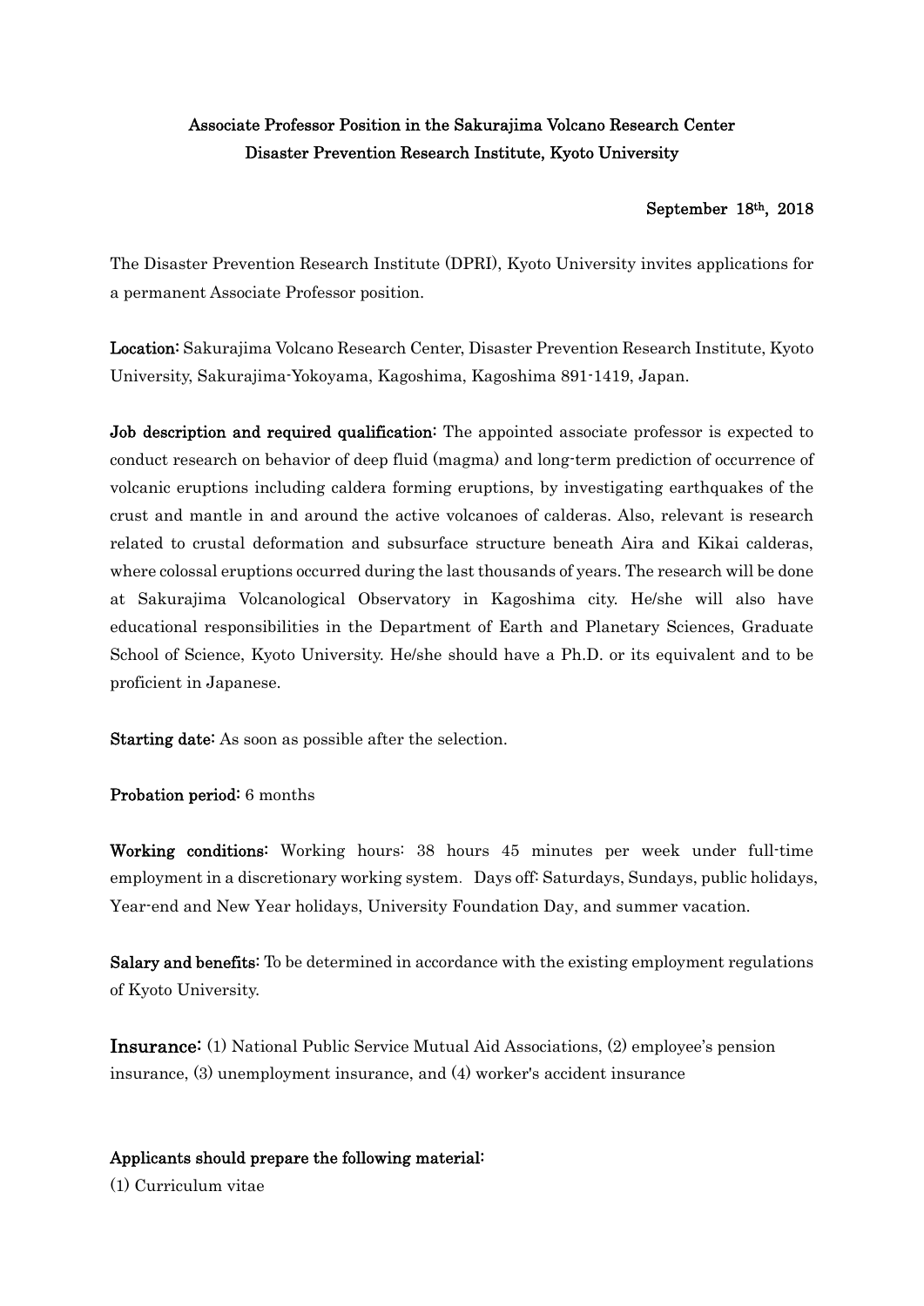# Associate Professor Position in the Sakurajima Volcano Research Center
# Disaster Prevention Research Institute, Kyoto University

September 18th, 2018

The Disaster Prevention Research Institute (DPRI), Kyoto University invites applications for a permanent Associate Professor position.

**Location:** Sakurajima Volcano Research Center, Disaster Prevention Research Institute, Kyoto University, Sakurajima-Yokoyama, Kagoshima, Kagoshima 891-1419, Japan.

**Job description and required qualification:** The appointed associate professor is expected to conduct research on behavior of deep fluid (magma) and long-term prediction of occurrence of volcanic eruptions including caldera forming eruptions, by investigating earthquakes of the crust and mantle in and around the active volcanoes of calderas. Also, relevant is research related to crustal deformation and subsurface structure beneath Aira and Kikai calderas, where colossal eruptions occurred during the last thousands of years. The research will be done at Sakurajima Volcanological Observatory in Kagoshima city. He/she will also have educational responsibilities in the Department of Earth and Planetary Sciences, Graduate School of Science, Kyoto University. He/she should have a Ph.D. or its equivalent and to be proficient in Japanese.

**Starting date:** As soon as possible after the selection.

**Probation period:** 6 months

**Working conditions:** Working hours: 38 hours 45 minutes per week under full-time employment in a discretionary working system. Days off: Saturdays, Sundays, public holidays, Year-end and New Year holidays, University Foundation Day, and summer vacation.

**Salary and benefits:** To be determined in accordance with the existing employment regulations of Kyoto University.

**Insurance:** (1) National Public Service Mutual Aid Associations, (2) employee's pension insurance, (3) unemployment insurance, and (4) worker's accident insurance

**Applicants should prepare the following material:**

(1) Curriculum vitae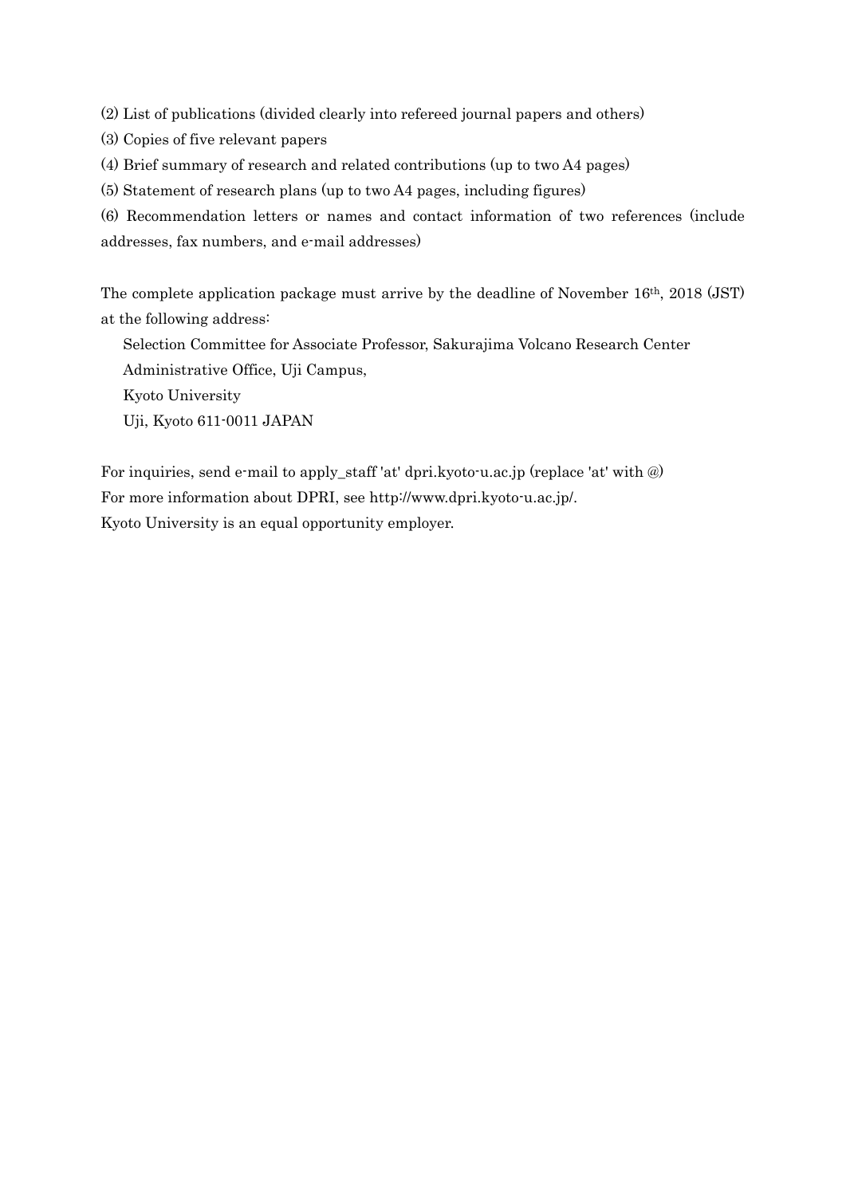(2) List of publications (divided clearly into refereed journal papers and others)

(3) Copies of five relevant papers

(4) Brief summary of research and related contributions (up to two A4 pages)

(5) Statement of research plans (up to two A4 pages, including figures)

(6) Recommendation letters or names and contact information of two references (include addresses, fax numbers, and e-mail addresses)

The complete application package must arrive by the deadline of November 16th, 2018 (JST) at the following address:

Selection Committee for Associate Professor, Sakurajima Volcano Research Center  
Administrative Office, Uji Campus,  
Kyoto University  
Uji, Kyoto 611-0011 JAPAN

For inquiries, send e-mail to apply_staff 'at' dpri.kyoto-u.ac.jp (replace 'at' with @)  
For more information about DPRI, see http://www.dpri.kyoto-u.ac.jp/.  
Kyoto University is an equal opportunity employer.